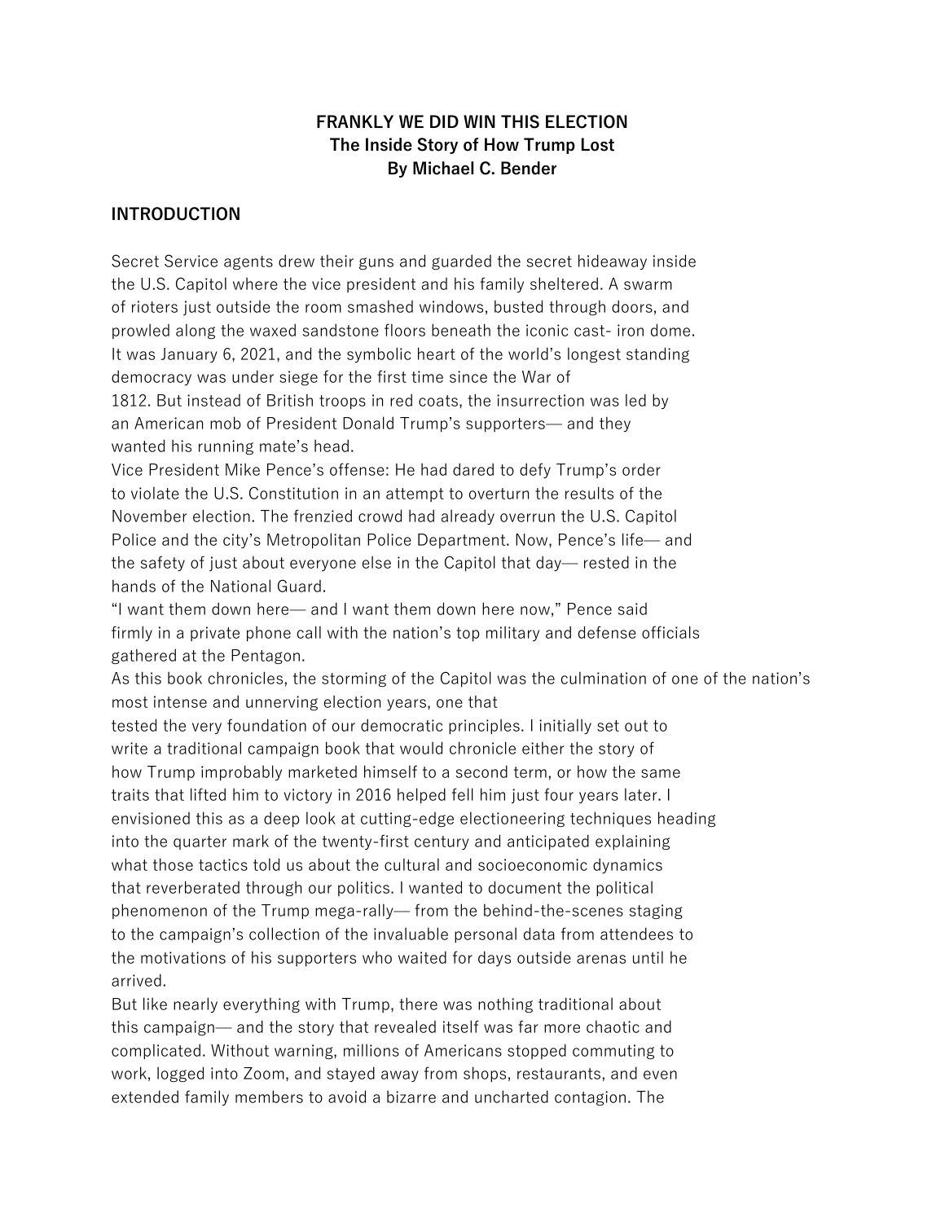**FRANKLY WE DID WIN THIS ELECTION**
**The Inside Story of How Trump Lost**
**By Michael C. Bender**

## INTRODUCTION

Secret Service agents drew their guns and guarded the secret hideaway inside the U.S. Capitol where the vice president and his family sheltered. A swarm of rioters just outside the room smashed windows, busted through doors, and prowled along the waxed sandstone floors beneath the iconic cast- iron dome. It was January 6, 2021, and the symbolic heart of the world's longest standing democracy was under siege for the first time since the War of 1812. But instead of British troops in red coats, the insurrection was led by an American mob of President Donald Trump's supporters— and they wanted his running mate's head.

Vice President Mike Pence's offense: He had dared to defy Trump's order to violate the U.S. Constitution in an attempt to overturn the results of the November election. The frenzied crowd had already overrun the U.S. Capitol Police and the city's Metropolitan Police Department. Now, Pence's life— and the safety of just about everyone else in the Capitol that day— rested in the hands of the National Guard.

"I want them down here— and I want them down here now," Pence said firmly in a private phone call with the nation's top military and defense officials gathered at the Pentagon.

As this book chronicles, the storming of the Capitol was the culmination of one of the nation's most intense and unnerving election years, one that tested the very foundation of our democratic principles. I initially set out to write a traditional campaign book that would chronicle either the story of how Trump improbably marketed himself to a second term, or how the same traits that lifted him to victory in 2016 helped fell him just four years later. I envisioned this as a deep look at cutting-edge electioneering techniques heading into the quarter mark of the twenty-first century and anticipated explaining what those tactics told us about the cultural and socioeconomic dynamics that reverberated through our politics. I wanted to document the political phenomenon of the Trump mega-rally— from the behind-the-scenes staging to the campaign's collection of the invaluable personal data from attendees to the motivations of his supporters who waited for days outside arenas until he arrived.

But like nearly everything with Trump, there was nothing traditional about this campaign— and the story that revealed itself was far more chaotic and complicated. Without warning, millions of Americans stopped commuting to work, logged into Zoom, and stayed away from shops, restaurants, and even extended family members to avoid a bizarre and uncharted contagion. The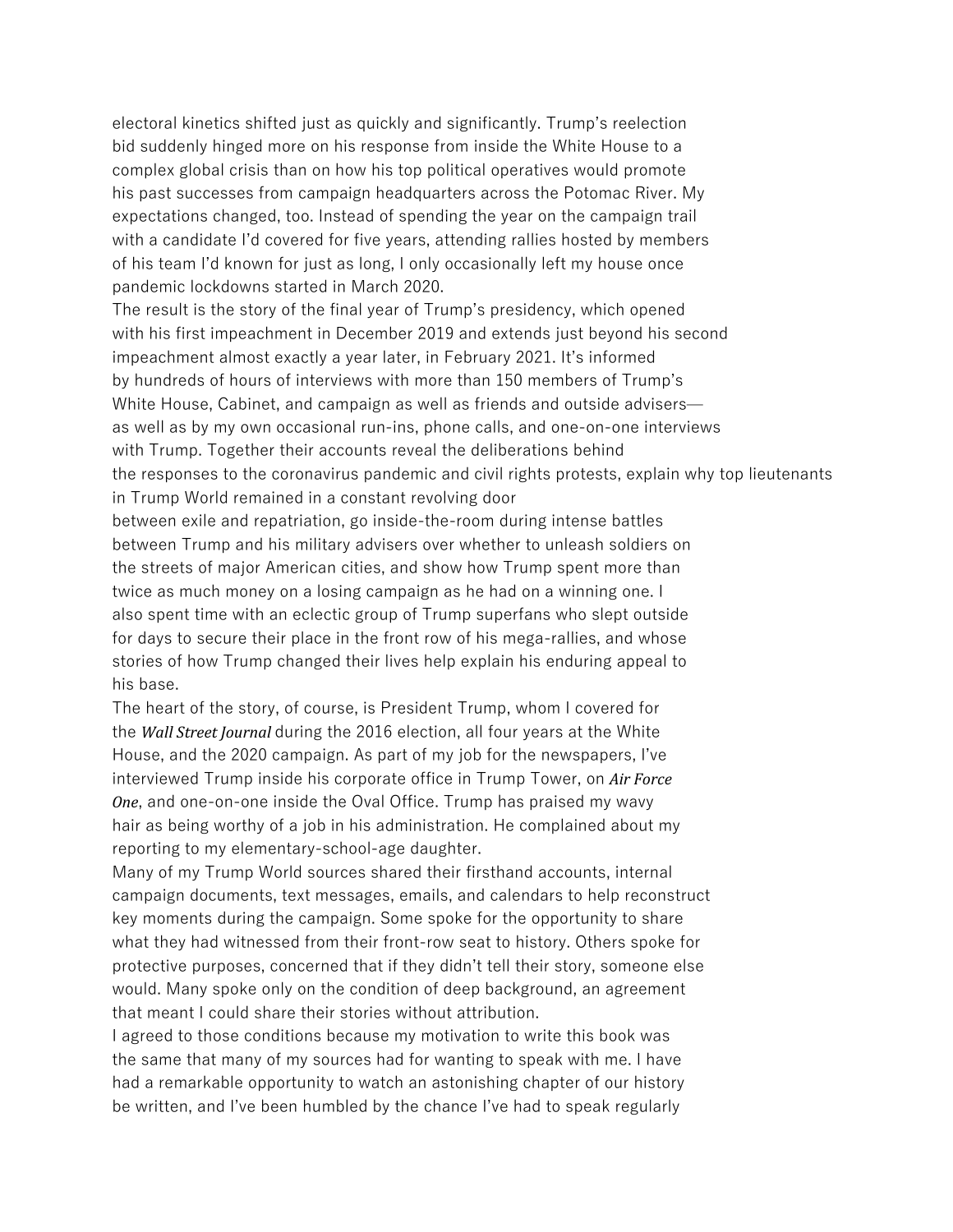electoral kinetics shifted just as quickly and significantly. Trump's reelection bid suddenly hinged more on his response from inside the White House to a complex global crisis than on how his top political operatives would promote his past successes from campaign headquarters across the Potomac River. My expectations changed, too. Instead of spending the year on the campaign trail with a candidate I'd covered for five years, attending rallies hosted by members of his team I'd known for just as long, I only occasionally left my house once pandemic lockdowns started in March 2020.

The result is the story of the final year of Trump's presidency, which opened with his first impeachment in December 2019 and extends just beyond his second impeachment almost exactly a year later, in February 2021. It's informed by hundreds of hours of interviews with more than 150 members of Trump's White House, Cabinet, and campaign as well as friends and outside advisers—as well as by my own occasional run-ins, phone calls, and one-on-one interviews with Trump. Together their accounts reveal the deliberations behind the responses to the coronavirus pandemic and civil rights protests, explain why top lieutenants in Trump World remained in a constant revolving door between exile and repatriation, go inside-the-room during intense battles between Trump and his military advisers over whether to unleash soldiers on the streets of major American cities, and show how Trump spent more than twice as much money on a losing campaign as he had on a winning one. I also spent time with an eclectic group of Trump superfans who slept outside for days to secure their place in the front row of his mega-rallies, and whose stories of how Trump changed their lives help explain his enduring appeal to his base.

The heart of the story, of course, is President Trump, whom I covered for the *Wall Street Journal* during the 2016 election, all four years at the White House, and the 2020 campaign. As part of my job for the newspapers, I've interviewed Trump inside his corporate office in Trump Tower, on *Air Force One*, and one-on-one inside the Oval Office. Trump has praised my wavy hair as being worthy of a job in his administration. He complained about my reporting to my elementary-school-age daughter.

Many of my Trump World sources shared their firsthand accounts, internal campaign documents, text messages, emails, and calendars to help reconstruct key moments during the campaign. Some spoke for the opportunity to share what they had witnessed from their front-row seat to history. Others spoke for protective purposes, concerned that if they didn't tell their story, someone else would. Many spoke only on the condition of deep background, an agreement that meant I could share their stories without attribution.

I agreed to those conditions because my motivation to write this book was the same that many of my sources had for wanting to speak with me. I have had a remarkable opportunity to watch an astonishing chapter of our history be written, and I've been humbled by the chance I've had to speak regularly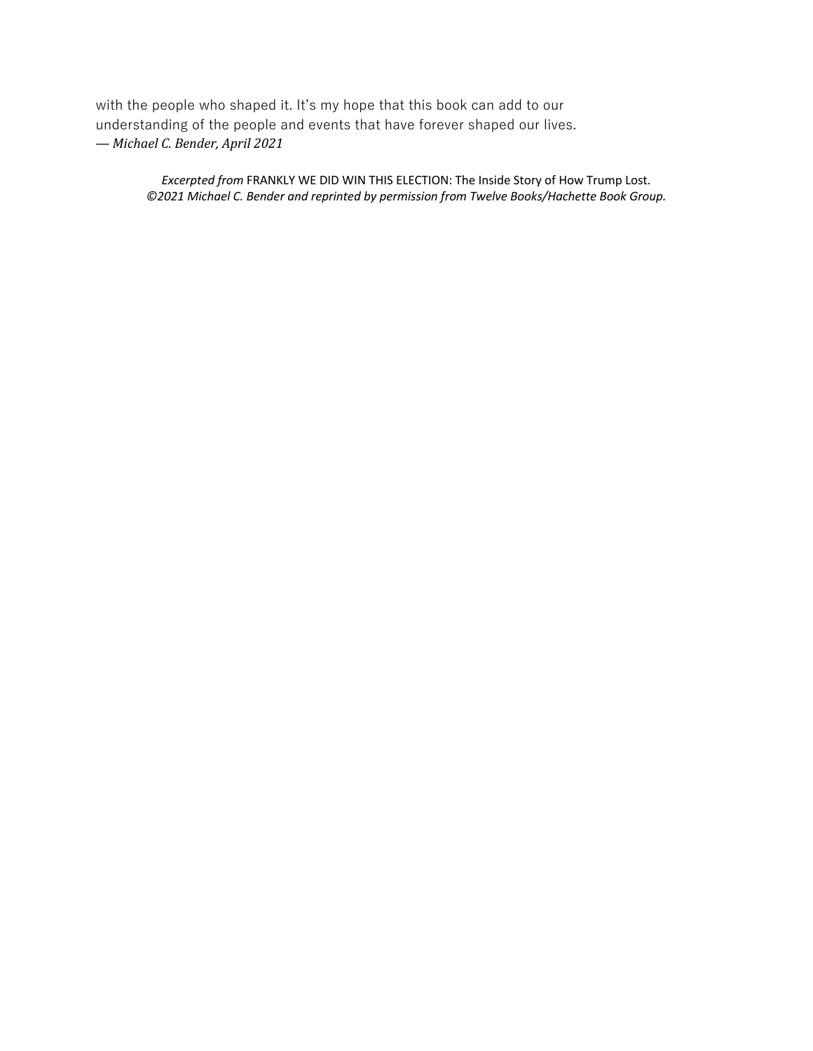with the people who shaped it. It's my hope that this book can add to our understanding of the people and events that have forever shaped our lives.
*— Michael C. Bender, April 2021*

*Excerpted from* FRANKLY WE DID WIN THIS ELECTION: The Inside Story of How Trump Lost.
*©2021 Michael C. Bender and reprinted by permission from Twelve Books/Hachette Book Group.*